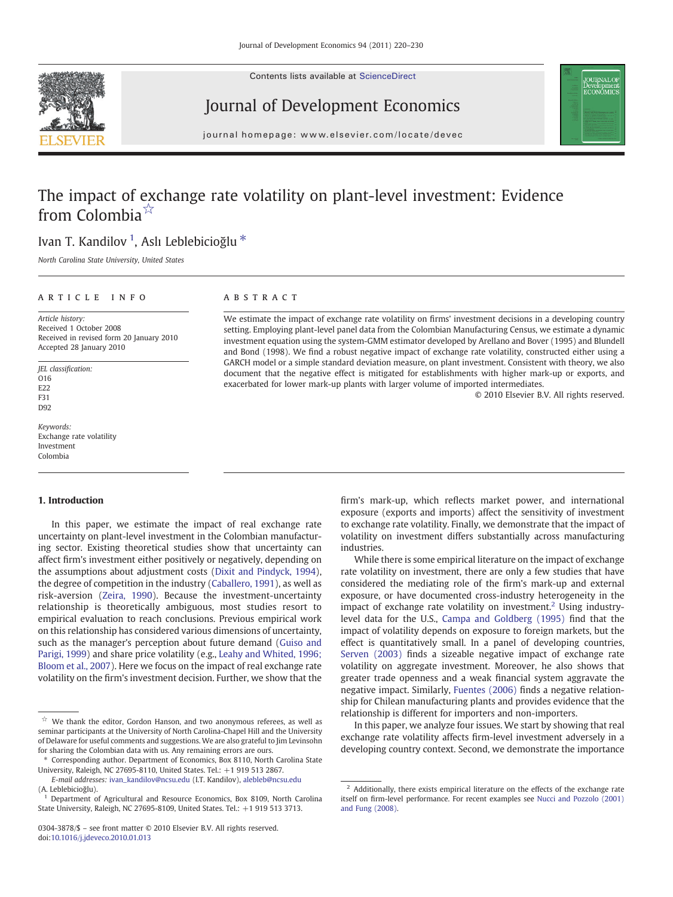# The impact of exchange rate volatility on plant-level investment: Evidence from Colombia ☆

Ivan T. Kandilov [1], Aslı Leblebicioğlu *

*North Carolina State University, United States*

**ARTICLE INFO**

*Article history:*
Received 1 October 2008
Received in revised form 20 January 2010
Accepted 28 January 2010

*JEL classification:*
O16
E22
F31
D92

*Keywords:*
Exchange rate volatility
Investment
Colombia

**ABSTRACT**

We estimate the impact of exchange rate volatility on firms' investment decisions in a developing country setting. Employing plant-level panel data from the Colombian Manufacturing Census, we estimate a dynamic investment equation using the system-GMM estimator developed by Arellano and Bover (1995) and Blundell and Bond (1998). We find a robust negative impact of exchange rate volatility, constructed either using a GARCH model or a simple standard deviation measure, on plant investment. Consistent with theory, we also document that the negative effect is mitigated for establishments with higher mark-up or exports, and exacerbated for lower mark-up plants with larger volume of imported intermediates.

© 2010 Elsevier B.V. All rights reserved.

## 1. Introduction

In this paper, we estimate the impact of real exchange rate uncertainty on plant-level investment in the Colombian manufacturing sector. Existing theoretical studies show that uncertainty can affect firm's investment either positively or negatively, depending on the assumptions about adjustment costs (Dixit and Pindyck, 1994), the degree of competition in the industry (Caballero, 1991), as well as risk-aversion (Zeira, 1990). Because the investment-uncertainty relationship is theoretically ambiguous, most studies resort to empirical evaluation to reach conclusions. Previous empirical work on this relationship has considered various dimensions of uncertainty, such as the manager's perception about future demand (Guiso and Parigi, 1999) and share price volatility (e.g., Leahy and Whited, 1996; Bloom et al., 2007). Here we focus on the impact of real exchange rate volatility on the firm's investment decision. Further, we show that the firm's mark-up, which reflects market power, and international exposure (exports and imports) affect the sensitivity of investment to exchange rate volatility. Finally, we demonstrate that the impact of volatility on investment differs substantially across manufacturing industries.

While there is some empirical literature on the impact of exchange rate volatility on investment, there are only a few studies that have considered the mediating role of the firm's mark-up and external exposure, or have documented cross-industry heterogeneity in the impact of exchange rate volatility on investment.[2] Using industry-level data for the U.S., Campa and Goldberg (1995) find that the impact of volatility depends on exposure to foreign markets, but the effect is quantitatively small. In a panel of developing countries, Serven (2003) finds a sizeable negative impact of exchange rate volatility on aggregate investment. Moreover, he also shows that greater trade openness and a weak financial system aggravate the negative impact. Similarly, Fuentes (2006) finds a negative relationship for Chilean manufacturing plants and provides evidence that the relationship is different for importers and non-importers.

In this paper, we analyze four issues. We start by showing that real exchange rate volatility affects firm-level investment adversely in a developing country context. Second, we demonstrate the importance

---

☆ We thank the editor, Gordon Hanson, and two anonymous referees, as well as seminar participants at the University of North Carolina-Chapel Hill and the University of Delaware for useful comments and suggestions. We are also grateful to Jim Levinsohn for sharing the Colombian data with us. Any remaining errors are ours.

* Corresponding author. Department of Economics, Box 8110, North Carolina State University, Raleigh, NC 27695-8110, United States. Tel.: +1 919 513 2867.
*E-mail addresses:* ivan_kandilov@ncsu.edu (I.T. Kandilov), alebleb@ncsu.edu (A. Leblebicioğlu).

[1] Department of Agricultural and Resource Economics, Box 8109, North Carolina State University, Raleigh, NC 27695-8109, United States. Tel.: +1 919 513 3713.

[2] Additionally, there exists empirical literature on the effects of the exchange rate itself on firm-level performance. For recent examples see Nucci and Pozzolo (2001) and Fung (2008).

0304-3878/$ – see front matter © 2010 Elsevier B.V. All rights reserved.
doi:10.1016/j.jdeveco.2010.01.013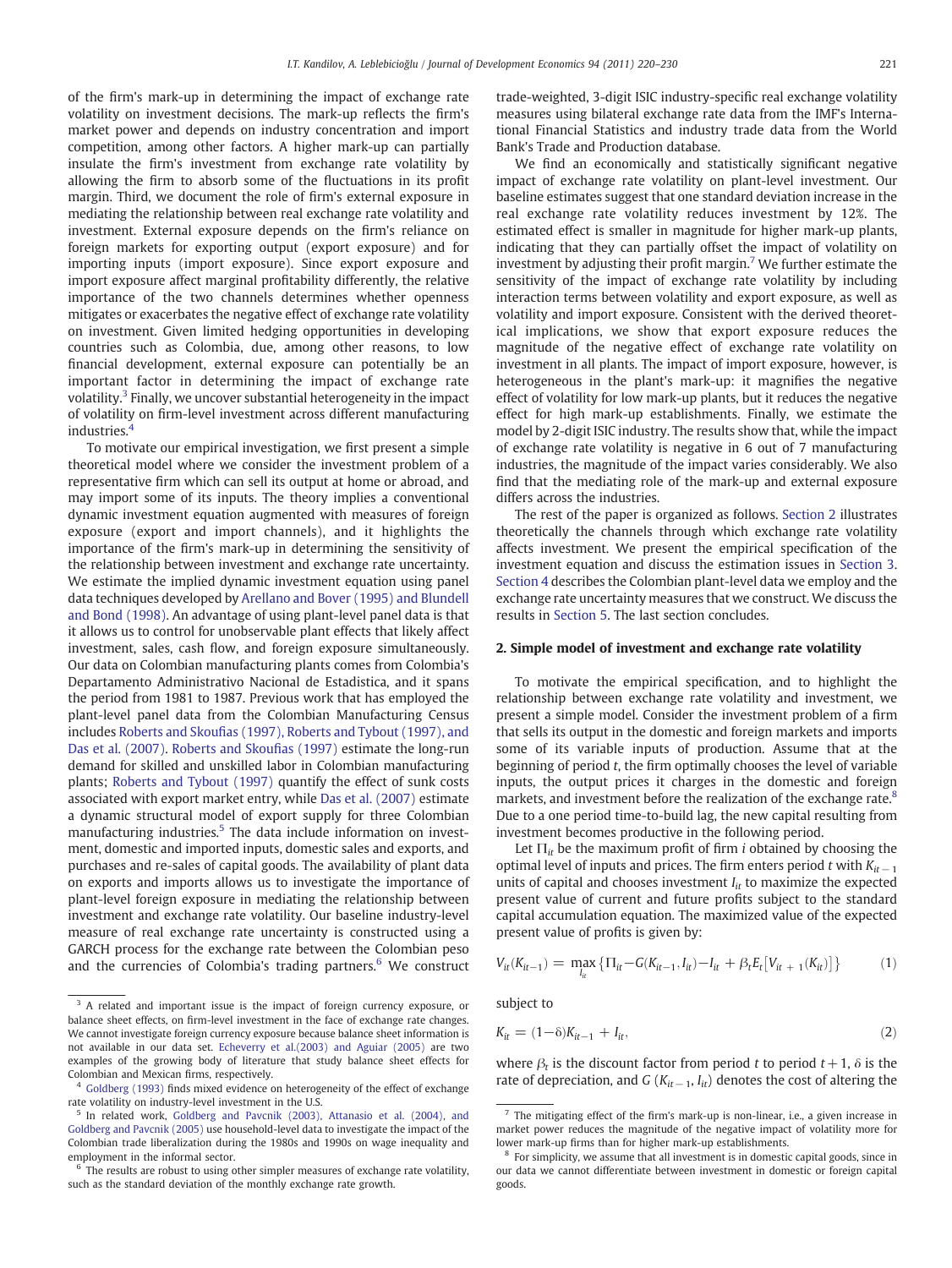of the firm's mark-up in determining the impact of exchange rate volatility on investment decisions. The mark-up reflects the firm's market power and depends on industry concentration and import competition, among other factors. A higher mark-up can partially insulate the firm's investment from exchange rate volatility by allowing the firm to absorb some of the fluctuations in its profit margin. Third, we document the role of firm's external exposure in mediating the relationship between real exchange rate volatility and investment. External exposure depends on the firm's reliance on foreign markets for exporting output (export exposure) and for importing inputs (import exposure). Since export exposure and import exposure affect marginal profitability differently, the relative importance of the two channels determines whether openness mitigates or exacerbates the negative effect of exchange rate volatility on investment. Given limited hedging opportunities in developing countries such as Colombia, due, among other reasons, to low financial development, external exposure can potentially be an important factor in determining the impact of exchange rate volatility.[3] Finally, we uncover substantial heterogeneity in the impact of volatility on firm-level investment across different manufacturing industries.[4]

To motivate our empirical investigation, we first present a simple theoretical model where we consider the investment problem of a representative firm which can sell its output at home or abroad, and may import some of its inputs. The theory implies a conventional dynamic investment equation augmented with measures of foreign exposure (export and import channels), and it highlights the importance of the firm's mark-up in determining the sensitivity of the relationship between investment and exchange rate uncertainty. We estimate the implied dynamic investment equation using panel data techniques developed by Arellano and Bover (1995) and Blundell and Bond (1998). An advantage of using plant-level panel data is that it allows us to control for unobservable plant effects that likely affect investment, sales, cash flow, and foreign exposure simultaneously. Our data on Colombian manufacturing plants comes from Colombia's Departamento Administrativo Nacional de Estadistica, and it spans the period from 1981 to 1987. Previous work that has employed the plant-level panel data from the Colombian Manufacturing Census includes Roberts and Skoufias (1997), Roberts and Tybout (1997), and Das et al. (2007). Roberts and Skoufias (1997) estimate the long-run demand for skilled and unskilled labor in Colombian manufacturing plants; Roberts and Tybout (1997) quantify the effect of sunk costs associated with export market entry, while Das et al. (2007) estimate a dynamic structural model of export supply for three Colombian manufacturing industries.[5] The data include information on investment, domestic and imported inputs, domestic sales and exports, and purchases and re-sales of capital goods. The availability of plant data on exports and imports allows us to investigate the importance of plant-level foreign exposure in mediating the relationship between investment and exchange rate volatility. Our baseline industry-level measure of real exchange rate uncertainty is constructed using a GARCH process for the exchange rate between the Colombian peso and the currencies of Colombia's trading partners.[6] We construct trade-weighted, 3-digit ISIC industry-specific real exchange volatility measures using bilateral exchange rate data from the IMF's International Financial Statistics and industry trade data from the World Bank's Trade and Production database.

We find an economically and statistically significant negative impact of exchange rate volatility on plant-level investment. Our baseline estimates suggest that one standard deviation increase in the real exchange rate volatility reduces investment by 12%. The estimated effect is smaller in magnitude for higher mark-up plants, indicating that they can partially offset the impact of volatility on investment by adjusting their profit margin.[7] We further estimate the sensitivity of the impact of exchange rate volatility by including interaction terms between volatility and export exposure, as well as volatility and import exposure. Consistent with the derived theoretical implications, we show that export exposure reduces the magnitude of the negative effect of exchange rate volatility on investment in all plants. The impact of import exposure, however, is heterogeneous in the plant's mark-up: it magnifies the negative effect of volatility for low mark-up plants, but it reduces the negative effect for high mark-up establishments. Finally, we estimate the model by 2-digit ISIC industry. The results show that, while the impact of exchange rate volatility is negative in 6 out of 7 manufacturing industries, the magnitude of the impact varies considerably. We also find that the mediating role of the mark-up and external exposure differs across the industries.

The rest of the paper is organized as follows. Section 2 illustrates theoretically the channels through which exchange rate volatility affects investment. We present the empirical specification of the investment equation and discuss the estimation issues in Section 3. Section 4 describes the Colombian plant-level data we employ and the exchange rate uncertainty measures that we construct. We discuss the results in Section 5. The last section concludes.

## 2. Simple model of investment and exchange rate volatility

To motivate the empirical specification, and to highlight the relationship between exchange rate volatility and investment, we present a simple model. Consider the investment problem of a firm that sells its output in the domestic and foreign markets and imports some of its variable inputs of production. Assume that at the beginning of period $t$, the firm optimally chooses the level of variable inputs, the output prices it charges in the domestic and foreign markets, and investment before the realization of the exchange rate.[8] Due to a one period time-to-build lag, the new capital resulting from investment becomes productive in the following period.

Let $\Pi_{it}$ be the maximum profit of firm $i$ obtained by choosing the optimal level of inputs and prices. The firm enters period $t$ with $K_{it-1}$ units of capital and chooses investment $I_{it}$ to maximize the expected present value of current and future profits subject to the standard capital accumulation equation. The maximized value of the expected present value of profits is given by:

$$V_{it}(K_{it-1}) = \max_{I_{it}} \{\Pi_{it} - G(K_{it-1}, I_{it}) - I_{it} + \beta_t E_t[V_{it+1}(K_{it})]\} \tag{1}$$

subject to

$$K_{it} = (1-\delta)K_{it-1} + I_{it}, \tag{2}$$

where $\beta_t$ is the discount factor from period $t$ to period $t+1$, $\delta$ is the rate of depreciation, and $G(K_{it-1}, I_{it})$ denotes the cost of altering the

---

[3] A related and important issue is the impact of foreign currency exposure, or balance sheet effects, on firm-level investment in the face of exchange rate changes. We cannot investigate foreign currency exposure because balance sheet information is not available in our data set. Echeverry et al.(2003) and Aguiar (2005) are two examples of the growing body of literature that study balance sheet effects for Colombian and Mexican firms, respectively.

[4] Goldberg (1993) finds mixed evidence on heterogeneity of the effect of exchange rate volatility on industry-level investment in the U.S.

[5] In related work, Goldberg and Pavcnik (2003), Attanasio et al. (2004), and Goldberg and Pavcnik (2005) use household-level data to investigate the impact of the Colombian trade liberalization during the 1980s and 1990s on wage inequality and employment in the informal sector.

[6] The results are robust to using other simpler measures of exchange rate volatility, such as the standard deviation of the monthly exchange rate growth.

[7] The mitigating effect of the firm's mark-up is non-linear, i.e., a given increase in market power reduces the magnitude of the negative impact of volatility more for lower mark-up firms than for higher mark-up establishments.

[8] For simplicity, we assume that all investment is in domestic capital goods, since in our data we cannot differentiate between investment in domestic or foreign capital goods.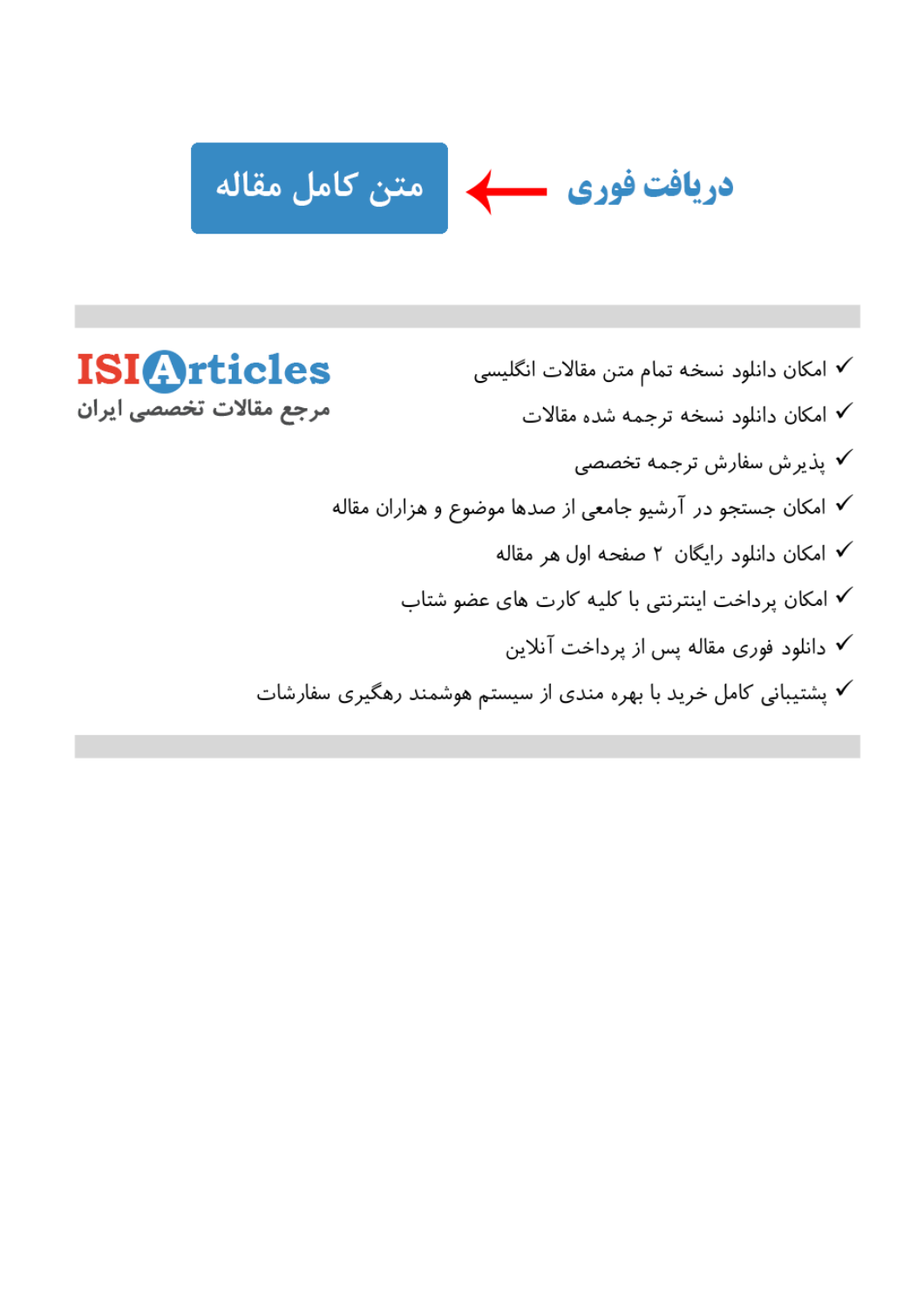دریافت فوری ← متن کامل مقاله

ISIArticles
مرجع مقالات تخصصی ایران

- ✓ امکان دانلود نسخه تمام متن مقالات انگلیسی
- ✓ امکان دانلود نسخه ترجمه شده مقالات
- ✓ پذیرش سفارش ترجمه تخصصی
- ✓ امکان جستجو در آرشیو جامعی از صدها موضوع و هزاران مقاله
- ✓ امکان دانلود رایگان ۲ صفحه اول هر مقاله
- ✓ امکان پرداخت اینترنتی با کلیه کارت های عضو شتاب
- ✓ دانلود فوری مقاله پس از پرداخت آنلاین
- ✓ پشتیبانی کامل خرید با بهره مندی از سیستم هوشمند رهگیری سفارشات